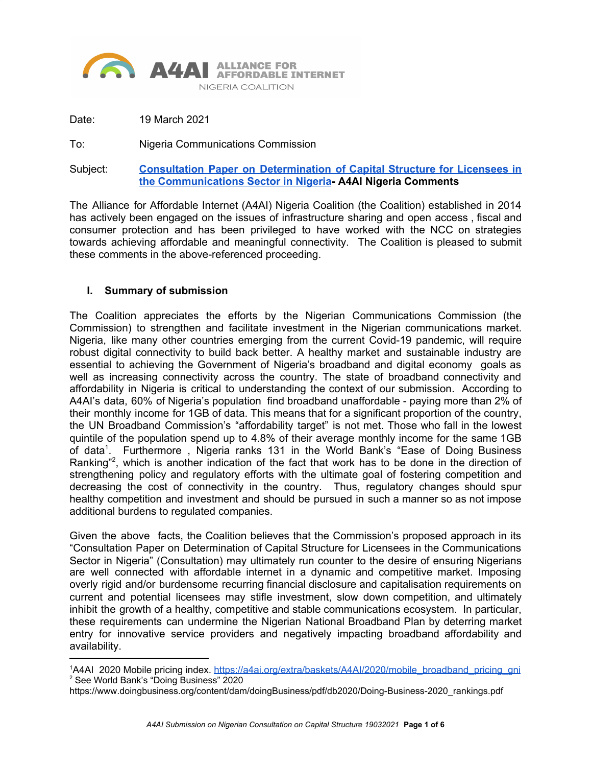A4AI ALLIANCE FOR AFFORDABLE INTERNET
NIGERIA COALITION

Date: 19 March 2021

To: Nigeria Communications Commission

Subject: **Consultation Paper on Determination of Capital Structure for Licensees in the Communications Sector in Nigeria- A4AI Nigeria Comments**

The Alliance for Affordable Internet (A4AI) Nigeria Coalition (the Coalition) established in 2014 has actively been engaged on the issues of infrastructure sharing and open access , fiscal and consumer protection and has been privileged to have worked with the NCC on strategies towards achieving affordable and meaningful connectivity. The Coalition is pleased to submit these comments in the above-referenced proceeding.

## I. Summary of submission

The Coalition appreciates the efforts by the Nigerian Communications Commission (the Commission) to strengthen and facilitate investment in the Nigerian communications market. Nigeria, like many other countries emerging from the current Covid-19 pandemic, will require robust digital connectivity to build back better. A healthy market and sustainable industry are essential to achieving the Government of Nigeria's broadband and digital economy goals as well as increasing connectivity across the country. The state of broadband connectivity and affordability in Nigeria is critical to understanding the context of our submission. According to A4AI's data, 60% of Nigeria's population find broadband unaffordable - paying more than 2% of their monthly income for 1GB of data. This means that for a significant proportion of the country, the UN Broadband Commission's "affordability target" is not met. Those who fall in the lowest quintile of the population spend up to 4.8% of their average monthly income for the same 1GB of data[1]. Furthermore , Nigeria ranks 131 in the World Bank's "Ease of Doing Business Ranking"[2], which is another indication of the fact that work has to be done in the direction of strengthening policy and regulatory efforts with the ultimate goal of fostering competition and decreasing the cost of connectivity in the country. Thus, regulatory changes should spur healthy competition and investment and should be pursued in such a manner so as not impose additional burdens to regulated companies.

Given the above facts, the Coalition believes that the Commission's proposed approach in its "Consultation Paper on Determination of Capital Structure for Licensees in the Communications Sector in Nigeria" (Consultation) may ultimately run counter to the desire of ensuring Nigerians are well connected with affordable internet in a dynamic and competitive market. Imposing overly rigid and/or burdensome recurring financial disclosure and capitalisation requirements on current and potential licensees may stifle investment, slow down competition, and ultimately inhibit the growth of a healthy, competitive and stable communications ecosystem. In particular, these requirements can undermine the Nigerian National Broadband Plan by deterring market entry for innovative service providers and negatively impacting broadband affordability and availability.

---

[1] A4AI 2020 Mobile pricing index. https://a4ai.org/extra/baskets/A4AI/2020/mobile_broadband_pricing_gni

[2] See World Bank's "Doing Business" 2020
https://www.doingbusiness.org/content/dam/doingBusiness/pdf/db2020/Doing-Business-2020_rankings.pdf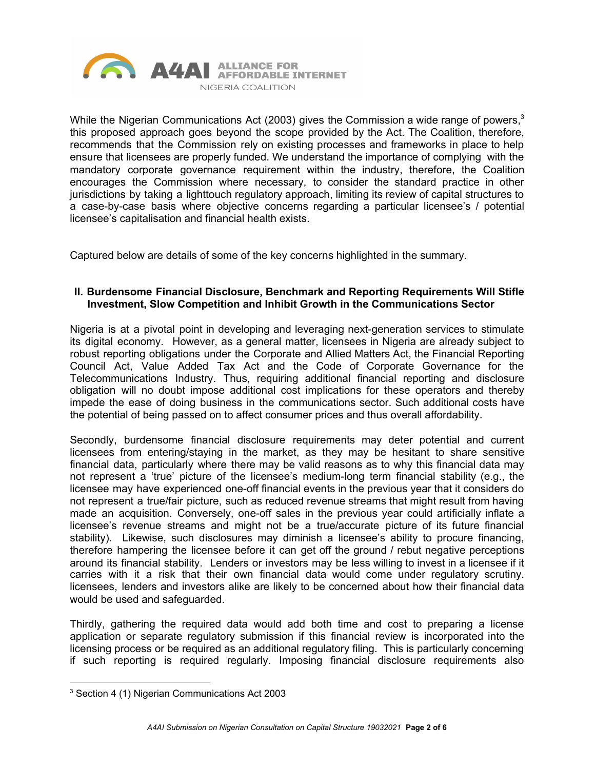While the Nigerian Communications Act (2003) gives the Commission a wide range of powers,[3] this proposed approach goes beyond the scope provided by the Act. The Coalition, therefore, recommends that the Commission rely on existing processes and frameworks in place to help ensure that licensees are properly funded. We understand the importance of complying with the mandatory corporate governance requirement within the industry, therefore, the Coalition encourages the Commission where necessary, to consider the standard practice in other jurisdictions by taking a lighttouch regulatory approach, limiting its review of capital structures to a case-by-case basis where objective concerns regarding a particular licensee's / potential licensee's capitalisation and financial health exists.

Captured below are details of some of the key concerns highlighted in the summary.

## II. Burdensome Financial Disclosure, Benchmark and Reporting Requirements Will Stifle Investment, Slow Competition and Inhibit Growth in the Communications Sector

Nigeria is at a pivotal point in developing and leveraging next-generation services to stimulate its digital economy. However, as a general matter, licensees in Nigeria are already subject to robust reporting obligations under the Corporate and Allied Matters Act, the Financial Reporting Council Act, Value Added Tax Act and the Code of Corporate Governance for the Telecommunications Industry. Thus, requiring additional financial reporting and disclosure obligation will no doubt impose additional cost implications for these operators and thereby impede the ease of doing business in the communications sector. Such additional costs have the potential of being passed on to affect consumer prices and thus overall affordability.

Secondly, burdensome financial disclosure requirements may deter potential and current licensees from entering/staying in the market, as they may be hesitant to share sensitive financial data, particularly where there may be valid reasons as to why this financial data may not represent a 'true' picture of the licensee's medium-long term financial stability (e.g., the licensee may have experienced one-off financial events in the previous year that it considers do not represent a true/fair picture, such as reduced revenue streams that might result from having made an acquisition. Conversely, one-off sales in the previous year could artificially inflate a licensee's revenue streams and might not be a true/accurate picture of its future financial stability). Likewise, such disclosures may diminish a licensee's ability to procure financing, therefore hampering the licensee before it can get off the ground / rebut negative perceptions around its financial stability. Lenders or investors may be less willing to invest in a licensee if it carries with it a risk that their own financial data would come under regulatory scrutiny. licensees, lenders and investors alike are likely to be concerned about how their financial data would be used and safeguarded.

Thirdly, gathering the required data would add both time and cost to preparing a license application or separate regulatory submission if this financial review is incorporated into the licensing process or be required as an additional regulatory filing. This is particularly concerning if such reporting is required regularly. Imposing financial disclosure requirements also

---

[3] Section 4 (1) Nigerian Communications Act 2003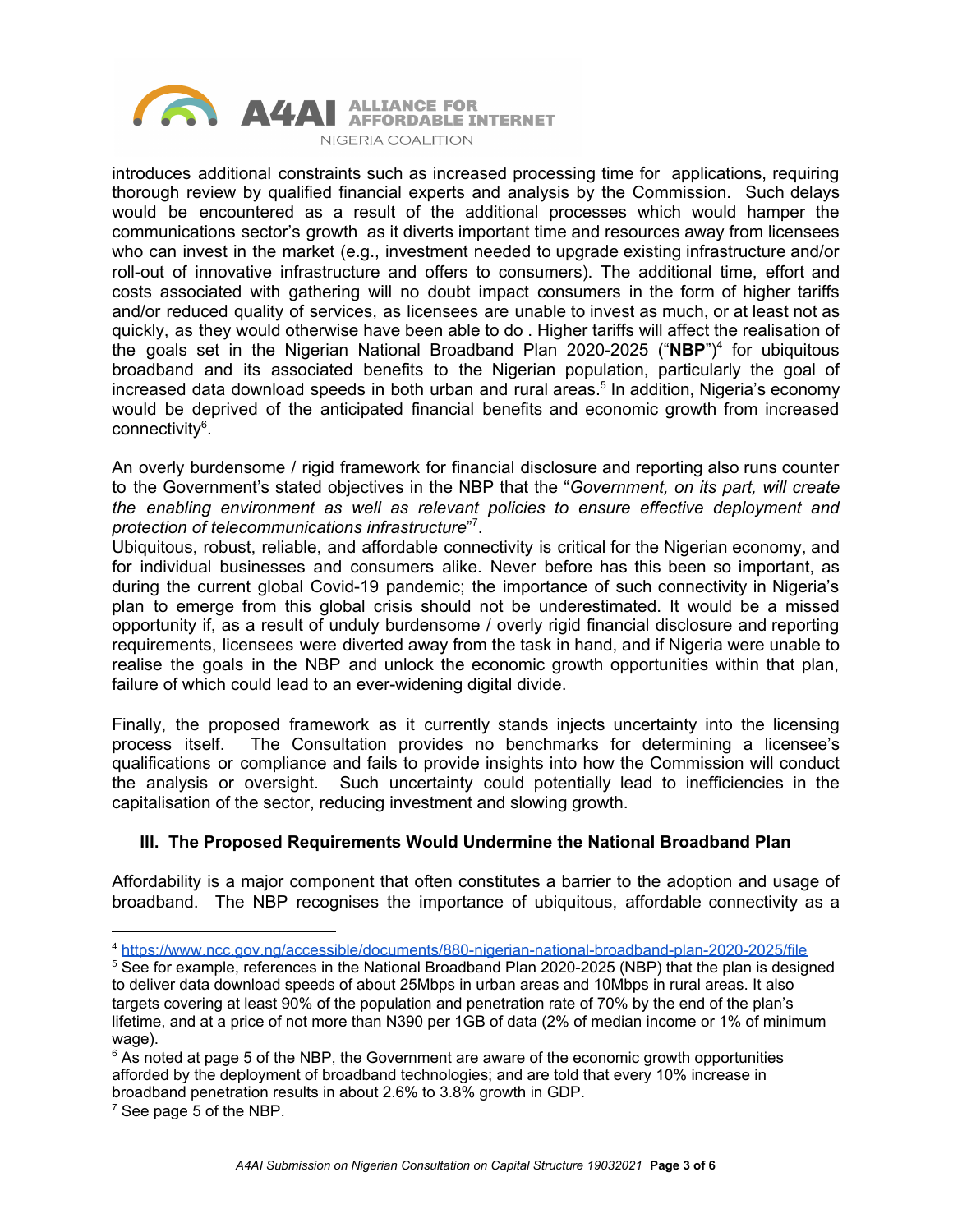introduces additional constraints such as increased processing time for applications, requiring thorough review by qualified financial experts and analysis by the Commission. Such delays would be encountered as a result of the additional processes which would hamper the communications sector's growth as it diverts important time and resources away from licensees who can invest in the market (e.g., investment needed to upgrade existing infrastructure and/or roll-out of innovative infrastructure and offers to consumers). The additional time, effort and costs associated with gathering will no doubt impact consumers in the form of higher tariffs and/or reduced quality of services, as licensees are unable to invest as much, or at least not as quickly, as they would otherwise have been able to do . Higher tariffs will affect the realisation of the goals set in the Nigerian National Broadband Plan 2020-2025 ("**NBP**")[4] for ubiquitous broadband and its associated benefits to the Nigerian population, particularly the goal of increased data download speeds in both urban and rural areas.[5] In addition, Nigeria's economy would be deprived of the anticipated financial benefits and economic growth from increased connectivity[6].

An overly burdensome / rigid framework for financial disclosure and reporting also runs counter to the Government's stated objectives in the NBP that the "*Government, on its part, will create the enabling environment as well as relevant policies to ensure effective deployment and protection of telecommunications infrastructure*"[7].

Ubiquitous, robust, reliable, and affordable connectivity is critical for the Nigerian economy, and for individual businesses and consumers alike. Never before has this been so important, as during the current global Covid-19 pandemic; the importance of such connectivity in Nigeria's plan to emerge from this global crisis should not be underestimated. It would be a missed opportunity if, as a result of unduly burdensome / overly rigid financial disclosure and reporting requirements, licensees were diverted away from the task in hand, and if Nigeria were unable to realise the goals in the NBP and unlock the economic growth opportunities within that plan, failure of which could lead to an ever-widening digital divide.

Finally, the proposed framework as it currently stands injects uncertainty into the licensing process itself. The Consultation provides no benchmarks for determining a licensee's qualifications or compliance and fails to provide insights into how the Commission will conduct the analysis or oversight. Such uncertainty could potentially lead to inefficiencies in the capitalisation of the sector, reducing investment and slowing growth.

## III. The Proposed Requirements Would Undermine the National Broadband Plan

Affordability is a major component that often constitutes a barrier to the adoption and usage of broadband. The NBP recognises the importance of ubiquitous, affordable connectivity as a

---

[4] https://www.ncc.gov.ng/accessible/documents/880-nigerian-national-broadband-plan-2020-2025/file

[5] See for example, references in the National Broadband Plan 2020-2025 (NBP) that the plan is designed to deliver data download speeds of about 25Mbps in urban areas and 10Mbps in rural areas. It also targets covering at least 90% of the population and penetration rate of 70% by the end of the plan's lifetime, and at a price of not more than N390 per 1GB of data (2% of median income or 1% of minimum wage).

[6] As noted at page 5 of the NBP, the Government are aware of the economic growth opportunities afforded by the deployment of broadband technologies; and are told that every 10% increase in broadband penetration results in about 2.6% to 3.8% growth in GDP.

[7] See page 5 of the NBP.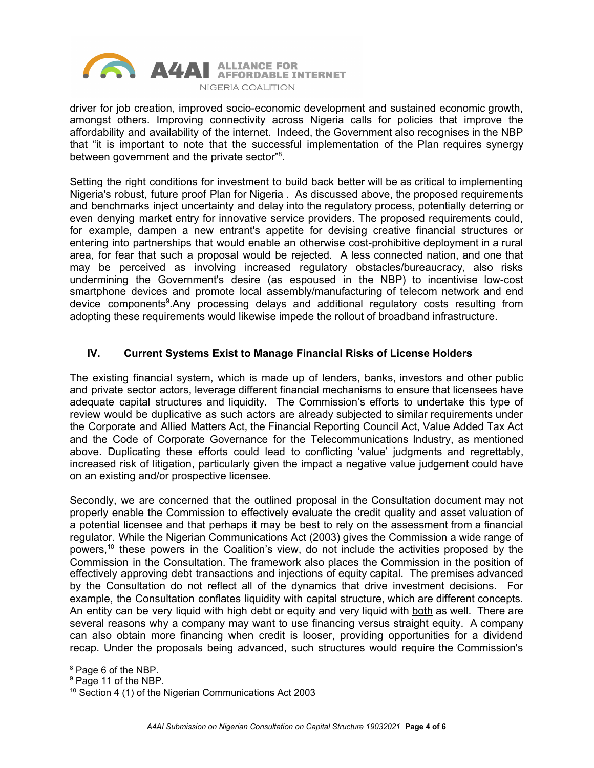driver for job creation, improved socio-economic development and sustained economic growth, amongst others. Improving connectivity across Nigeria calls for policies that improve the affordability and availability of the internet. Indeed, the Government also recognises in the NBP that "it is important to note that the successful implementation of the Plan requires synergy between government and the private sector"[8].

Setting the right conditions for investment to build back better will be as critical to implementing Nigeria's robust, future proof Plan for Nigeria . As discussed above, the proposed requirements and benchmarks inject uncertainty and delay into the regulatory process, potentially deterring or even denying market entry for innovative service providers. The proposed requirements could, for example, dampen a new entrant's appetite for devising creative financial structures or entering into partnerships that would enable an otherwise cost-prohibitive deployment in a rural area, for fear that such a proposal would be rejected. A less connected nation, and one that may be perceived as involving increased regulatory obstacles/bureaucracy, also risks undermining the Government's desire (as espoused in the NBP) to incentivise low-cost smartphone devices and promote local assembly/manufacturing of telecom network and end device components[9].Any processing delays and additional regulatory costs resulting from adopting these requirements would likewise impede the rollout of broadband infrastructure.

## IV. Current Systems Exist to Manage Financial Risks of License Holders

The existing financial system, which is made up of lenders, banks, investors and other public and private sector actors, leverage different financial mechanisms to ensure that licensees have adequate capital structures and liquidity. The Commission's efforts to undertake this type of review would be duplicative as such actors are already subjected to similar requirements under the Corporate and Allied Matters Act, the Financial Reporting Council Act, Value Added Tax Act and the Code of Corporate Governance for the Telecommunications Industry, as mentioned above. Duplicating these efforts could lead to conflicting 'value' judgments and regrettably, increased risk of litigation, particularly given the impact a negative value judgement could have on an existing and/or prospective licensee.

Secondly, we are concerned that the outlined proposal in the Consultation document may not properly enable the Commission to effectively evaluate the credit quality and asset valuation of a potential licensee and that perhaps it may be best to rely on the assessment from a financial regulator. While the Nigerian Communications Act (2003) gives the Commission a wide range of powers,[10] these powers in the Coalition's view, do not include the activities proposed by the Commission in the Consultation. The framework also places the Commission in the position of effectively approving debt transactions and injections of equity capital. The premises advanced by the Consultation do not reflect all of the dynamics that drive investment decisions. For example, the Consultation conflates liquidity with capital structure, which are different concepts. An entity can be very liquid with high debt or equity and very liquid with <u>both</u> as well. There are several reasons why a company may want to use financing versus straight equity. A company can also obtain more financing when credit is looser, providing opportunities for a dividend recap. Under the proposals being advanced, such structures would require the Commission's

---

[8] Page 6 of the NBP.

[9] Page 11 of the NBP.

[10] Section 4 (1) of the Nigerian Communications Act 2003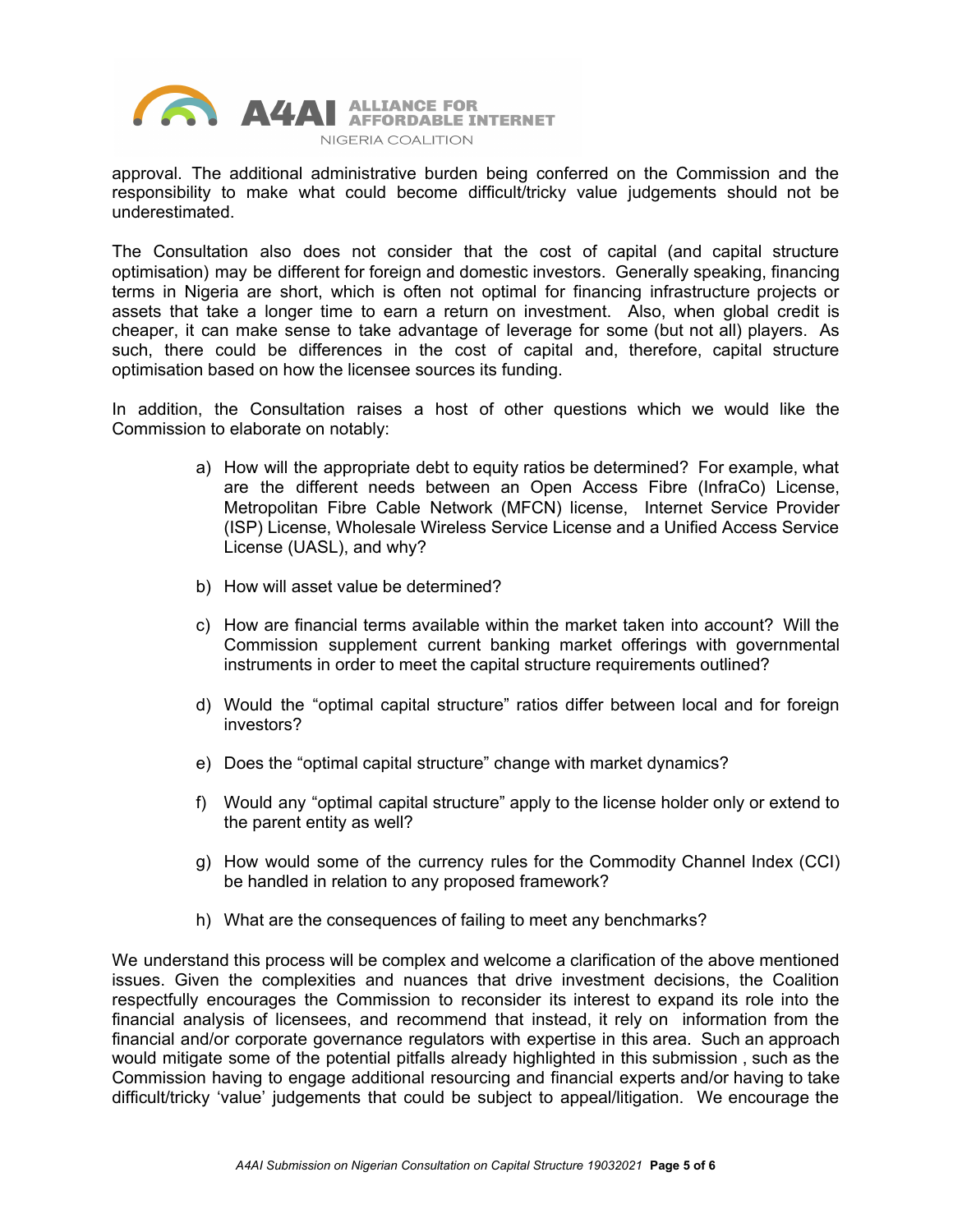approval. The additional administrative burden being conferred on the Commission and the responsibility to make what could become difficult/tricky value judgements should not be underestimated.

The Consultation also does not consider that the cost of capital (and capital structure optimisation) may be different for foreign and domestic investors. Generally speaking, financing terms in Nigeria are short, which is often not optimal for financing infrastructure projects or assets that take a longer time to earn a return on investment. Also, when global credit is cheaper, it can make sense to take advantage of leverage for some (but not all) players. As such, there could be differences in the cost of capital and, therefore, capital structure optimisation based on how the licensee sources its funding.

In addition, the Consultation raises a host of other questions which we would like the Commission to elaborate on notably:

a) How will the appropriate debt to equity ratios be determined? For example, what are the different needs between an Open Access Fibre (InfraCo) License, Metropolitan Fibre Cable Network (MFCN) license, Internet Service Provider (ISP) License, Wholesale Wireless Service License and a Unified Access Service License (UASL), and why?

b) How will asset value be determined?

c) How are financial terms available within the market taken into account? Will the Commission supplement current banking market offerings with governmental instruments in order to meet the capital structure requirements outlined?

d) Would the "optimal capital structure" ratios differ between local and for foreign investors?

e) Does the "optimal capital structure" change with market dynamics?

f) Would any "optimal capital structure" apply to the license holder only or extend to the parent entity as well?

g) How would some of the currency rules for the Commodity Channel Index (CCI) be handled in relation to any proposed framework?

h) What are the consequences of failing to meet any benchmarks?

We understand this process will be complex and welcome a clarification of the above mentioned issues. Given the complexities and nuances that drive investment decisions, the Coalition respectfully encourages the Commission to reconsider its interest to expand its role into the financial analysis of licensees, and recommend that instead, it rely on information from the financial and/or corporate governance regulators with expertise in this area. Such an approach would mitigate some of the potential pitfalls already highlighted in this submission , such as the Commission having to engage additional resourcing and financial experts and/or having to take difficult/tricky 'value' judgements that could be subject to appeal/litigation. We encourage the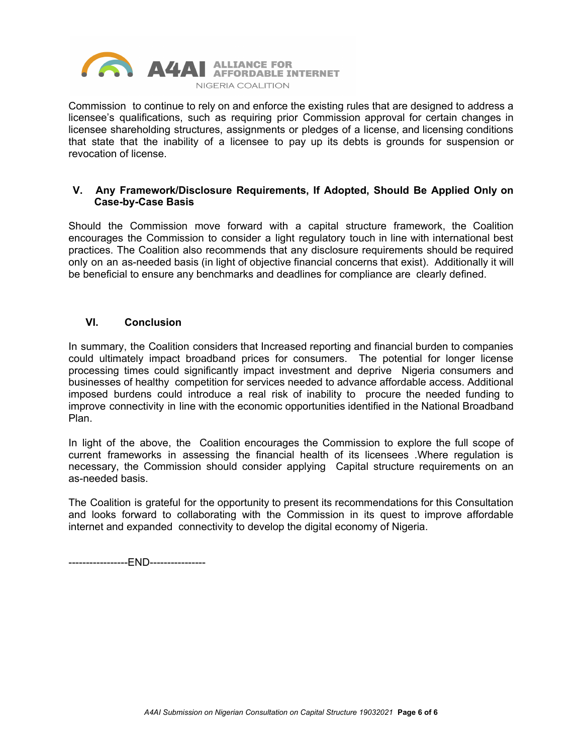Commission to continue to rely on and enforce the existing rules that are designed to address a licensee's qualifications, such as requiring prior Commission approval for certain changes in licensee shareholding structures, assignments or pledges of a license, and licensing conditions that state that the inability of a licensee to pay up its debts is grounds for suspension or revocation of license.

## V. Any Framework/Disclosure Requirements, If Adopted, Should Be Applied Only on Case-by-Case Basis

Should the Commission move forward with a capital structure framework, the Coalition encourages the Commission to consider a light regulatory touch in line with international best practices. The Coalition also recommends that any disclosure requirements should be required only on an as-needed basis (in light of objective financial concerns that exist). Additionally it will be beneficial to ensure any benchmarks and deadlines for compliance are clearly defined.

## VI. Conclusion

In summary, the Coalition considers that Increased reporting and financial burden to companies could ultimately impact broadband prices for consumers. The potential for longer license processing times could significantly impact investment and deprive Nigeria consumers and businesses of healthy competition for services needed to advance affordable access. Additional imposed burdens could introduce a real risk of inability to procure the needed funding to improve connectivity in line with the economic opportunities identified in the National Broadband Plan.

In light of the above, the Coalition encourages the Commission to explore the full scope of current frameworks in assessing the financial health of its licensees .Where regulation is necessary, the Commission should consider applying Capital structure requirements on an as-needed basis.

The Coalition is grateful for the opportunity to present its recommendations for this Consultation and looks forward to collaborating with the Commission in its quest to improve affordable internet and expanded connectivity to develop the digital economy of Nigeria.

-----------------END----------------